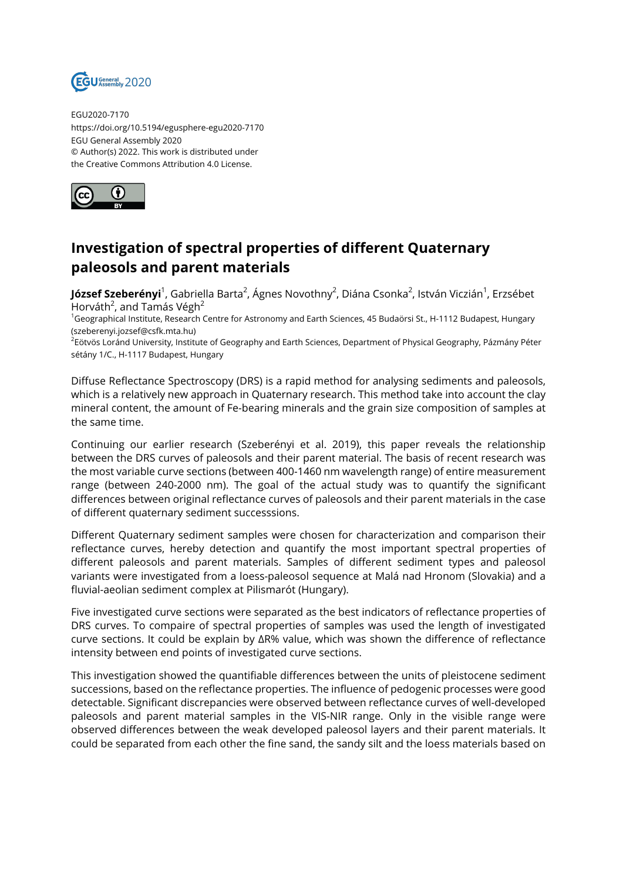EGU2020-7170
https://doi.org/10.5194/egusphere-egu2020-7170
EGU General Assembly 2020
© Author(s) 2022. This work is distributed under
the Creative Commons Attribution 4.0 License.

# Investigation of spectral properties of different Quaternary paleosols and parent materials

**József Szeberényi**[1], Gabriella Barta[2], Ágnes Novothny[2], Diána Csonka[2], István Viczián[1], Erzsébet Horváth[2], and Tamás Végh[2]

[1]Geographical Institute, Research Centre for Astronomy and Earth Sciences, 45 Budaörsi St., H-1112 Budapest, Hungary (szeberenyi.jozsef@csfk.mta.hu)

[2]Eötvös Loránd University, Institute of Geography and Earth Sciences, Department of Physical Geography, Pázmány Péter sétány 1/C., H-1117 Budapest, Hungary

Diffuse Reflectance Spectroscopy (DRS) is a rapid method for analysing sediments and paleosols, which is a relatively new approach in Quaternary research. This method take into account the clay mineral content, the amount of Fe-bearing minerals and the grain size composition of samples at the same time.

Continuing our earlier research (Szeberényi et al. 2019), this paper reveals the relationship between the DRS curves of paleosols and their parent material. The basis of recent research was the most variable curve sections (between 400-1460 nm wavelength range) of entire measurement range (between 240-2000 nm). The goal of the actual study was to quantify the significant differences between original reflectance curves of paleosols and their parent materials in the case of different quaternary sediment successsions.

Different Quaternary sediment samples were chosen for characterization and comparison their reflectance curves, hereby detection and quantify the most important spectral properties of different paleosols and parent materials. Samples of different sediment types and paleosol variants were investigated from a loess-paleosol sequence at Malá nad Hronom (Slovakia) and a fluvial-aeolian sediment complex at Pilismarót (Hungary).

Five investigated curve sections were separated as the best indicators of reflectance properties of DRS curves. To compaire of spectral properties of samples was used the length of investigated curve sections. It could be explain by ΔR% value, which was shown the difference of reflectance intensity between end points of investigated curve sections.

This investigation showed the quantifiable differences between the units of pleistocene sediment successions, based on the reflectance properties. The influence of pedogenic processes were good detectable. Significant discrepancies were observed between reflectance curves of well-developed paleosols and parent material samples in the VIS-NIR range. Only in the visible range were observed differences between the weak developed paleosol layers and their parent materials. It could be separated from each other the fine sand, the sandy silt and the loess materials based on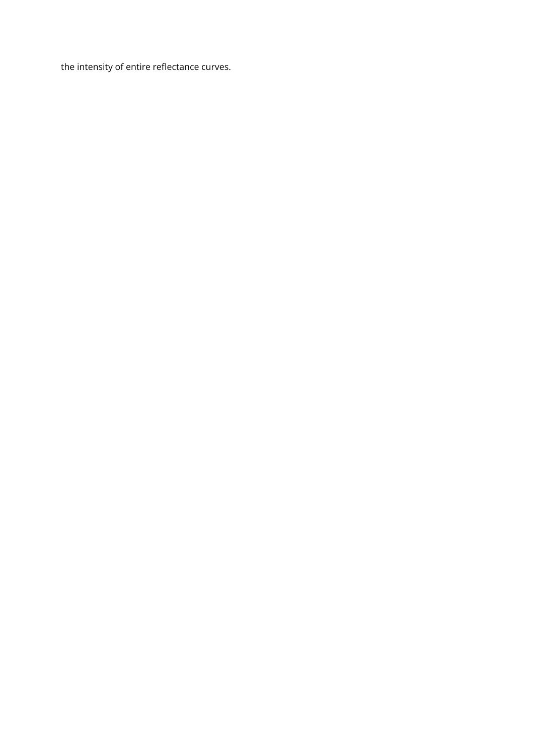the intensity of entire reflectance curves.